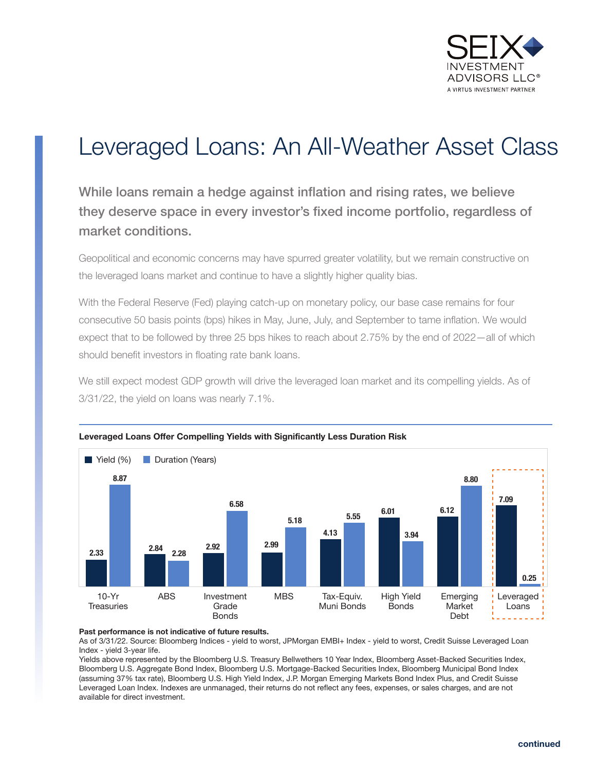# Leveraged Loans: An All-Weather Asset Class

**While loans remain a hedge against inflation and rising rates, we believe they deserve space in every investor's fixed income portfolio, regardless of market conditions.**

Geopolitical and economic concerns may have spurred greater volatility, but we remain constructive on the leveraged loans market and continue to have a slightly higher quality bias.

With the Federal Reserve (Fed) playing catch-up on monetary policy, our base case remains for four consecutive 50 basis points (bps) hikes in May, June, July, and September to tame inflation. We would expect that to be followed by three 25 bps hikes to reach about 2.75% by the end of 2022—all of which should benefit investors in floating rate bank loans.

We still expect modest GDP growth will drive the leveraged loan market and its compelling yields. As of 3/31/22, the yield on loans was nearly 7.1%.

**Leveraged Loans Offer Compelling Yields with Significantly Less Duration Risk**

| | Yield (%) | Duration (Years) |
|---|---|---|
| 10-Yr Treasuries | 2.33 | 8.87 |
| ABS | 2.84 | 2.28 |
| Investment Grade Bonds | 2.92 | 6.58 |
| MBS | 2.99 | 5.18 |
| Tax-Equiv. Muni Bonds | 4.13 | 5.55 |
| High Yield Bonds | 6.01 | 3.94 |
| Emerging Market Debt | 6.12 | 8.80 |
| Leveraged Loans | 7.09 | 0.25 |

**Past performance is not indicative of future results.**

As of 3/31/22. Source: Bloomberg Indices - yield to worst, JPMorgan EMBI+ Index - yield to worst, Credit Suisse Leveraged Loan Index - yield 3-year life.

Yields above represented by the Bloomberg U.S. Treasury Bellwethers 10 Year Index, Bloomberg Asset-Backed Securities Index, Bloomberg U.S. Aggregate Bond Index, Bloomberg U.S. Mortgage-Backed Securities Index, Bloomberg Municipal Bond Index (assuming 37% tax rate), Bloomberg U.S. High Yield Index, J.P. Morgan Emerging Markets Bond Index Plus, and Credit Suisse Leveraged Loan Index. Indexes are unmanaged, their returns do not reflect any fees, expenses, or sales charges, and are not available for direct investment.

**continued**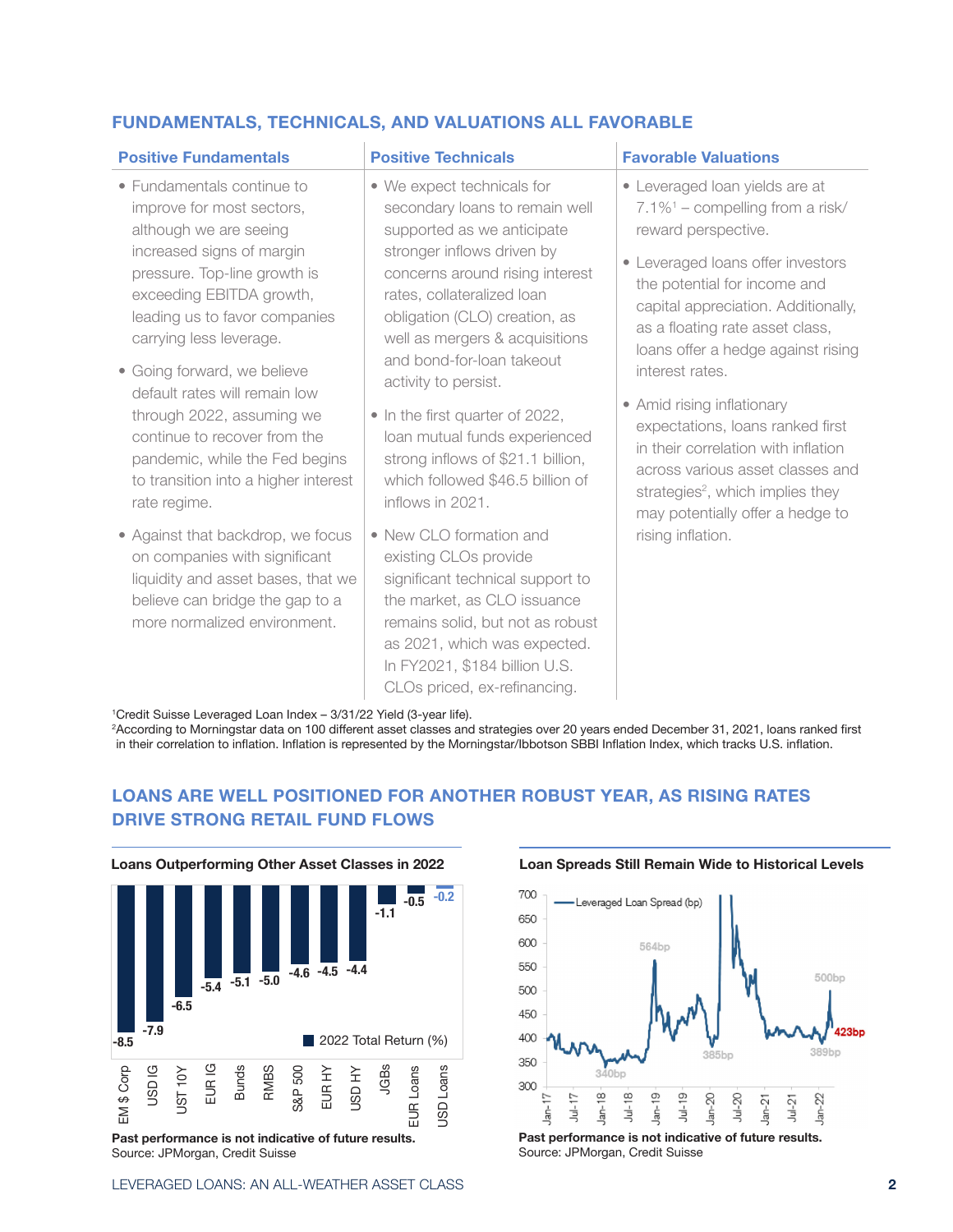## FUNDAMENTALS, TECHNICALS, AND VALUATIONS ALL FAVORABLE

### Positive Fundamentals

- Fundamentals continue to improve for most sectors, although we are seeing increased signs of margin pressure. Top-line growth is exceeding EBITDA growth, leading us to favor companies carrying less leverage.
- Going forward, we believe default rates will remain low through 2022, assuming we continue to recover from the pandemic, while the Fed begins to transition into a higher interest rate regime.
- Against that backdrop, we focus on companies with significant liquidity and asset bases, that we believe can bridge the gap to a more normalized environment.

### Positive Technicals

- We expect technicals for secondary loans to remain well supported as we anticipate stronger inflows driven by concerns around rising interest rates, collateralized loan obligation (CLO) creation, as well as mergers & acquisitions and bond-for-loan takeout activity to persist.
- In the first quarter of 2022, loan mutual funds experienced strong inflows of \$21.1 billion, which followed \$46.5 billion of inflows in 2021.
- New CLO formation and existing CLOs provide significant technical support to the market, as CLO issuance remains solid, but not as robust as 2021, which was expected. In FY2021, \$184 billion U.S. CLOs priced, ex-refinancing.

### Favorable Valuations

- Leveraged loan yields are at 7.1%[1] – compelling from a risk/reward perspective.
- Leveraged loans offer investors the potential for income and capital appreciation. Additionally, as a floating rate asset class, loans offer a hedge against rising interest rates.
- Amid rising inflationary expectations, loans ranked first in their correlation with inflation across various asset classes and strategies[2], which implies they may potentially offer a hedge to rising inflation.

[1]Credit Suisse Leveraged Loan Index – 3/31/22 Yield (3-year life).

[2]According to Morningstar data on 100 different asset classes and strategies over 20 years ended December 31, 2021, loans ranked first in their correlation to inflation. Inflation is represented by the Morningstar/Ibbotson SBBI Inflation Index, which tracks U.S. inflation.

## LOANS ARE WELL POSITIONED FOR ANOTHER ROBUST YEAR, AS RISING RATES DRIVE STRONG RETAIL FUND FLOWS

**Loans Outperforming Other Asset Classes in 2022**

| Asset Class | 2022 Total Return (%) |
|---|---|
| EM $ Corp | -8.5 |
| USD IG | -7.9 |
| UST 10Y | -6.5 |
| EUR IG | -5.4 |
| Bunds | -5.1 |
| RMBS | -5.0 |
| S&P 500 | -4.6 |
| EUR HY | -4.5 |
| USD HY | -4.4 |
| JGBs | -1.1 |
| EUR Loans | -0.5 |
| USD Loans | -0.2 |

**Past performance is not indicative of future results.**
Source: JPMorgan, Credit Suisse

**Loan Spreads Still Remain Wide to Historical Levels**

Leveraged Loan Spread (bp): 564bp, 340bp, 385bp, 500bp, 389bp, 423bp (Jan-17 to Jan-22)

**Past performance is not indicative of future results.**
Source: JPMorgan, Credit Suisse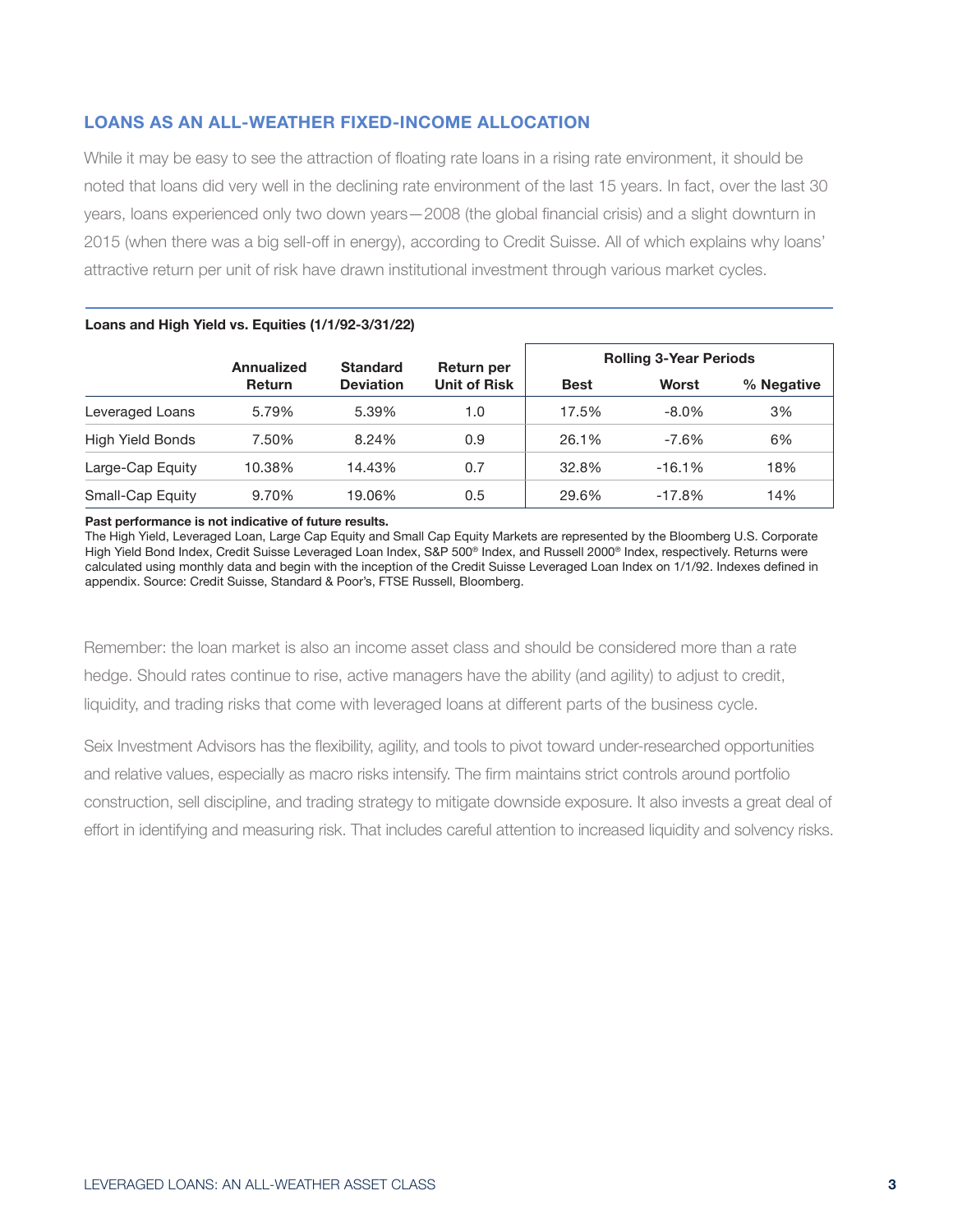## LOANS AS AN ALL-WEATHER FIXED-INCOME ALLOCATION

While it may be easy to see the attraction of floating rate loans in a rising rate environment, it should be noted that loans did very well in the declining rate environment of the last 15 years. In fact, over the last 30 years, loans experienced only two down years—2008 (the global financial crisis) and a slight downturn in 2015 (when there was a big sell-off in energy), according to Credit Suisse. All of which explains why loans' attractive return per unit of risk have drawn institutional investment through various market cycles.

**Loans and High Yield vs. Equities (1/1/92-3/31/22)**

| | Annualized Return | Standard Deviation | Return per Unit of Risk | Rolling 3-Year Periods | | |
|---|---|---|---|---|---|---|
| | | | | Best | Worst | % Negative |
| Leveraged Loans | 5.79% | 5.39% | 1.0 | 17.5% | -8.0% | 3% |
| High Yield Bonds | 7.50% | 8.24% | 0.9 | 26.1% | -7.6% | 6% |
| Large-Cap Equity | 10.38% | 14.43% | 0.7 | 32.8% | -16.1% | 18% |
| Small-Cap Equity | 9.70% | 19.06% | 0.5 | 29.6% | -17.8% | 14% |

**Past performance is not indicative of future results.**
The High Yield, Leveraged Loan, Large Cap Equity and Small Cap Equity Markets are represented by the Bloomberg U.S. Corporate High Yield Bond Index, Credit Suisse Leveraged Loan Index, S&P 500® Index, and Russell 2000® Index, respectively. Returns were calculated using monthly data and begin with the inception of the Credit Suisse Leveraged Loan Index on 1/1/92. Indexes defined in appendix. Source: Credit Suisse, Standard & Poor's, FTSE Russell, Bloomberg.

Remember: the loan market is also an income asset class and should be considered more than a rate hedge. Should rates continue to rise, active managers have the ability (and agility) to adjust to credit, liquidity, and trading risks that come with leveraged loans at different parts of the business cycle.

Seix Investment Advisors has the flexibility, agility, and tools to pivot toward under-researched opportunities and relative values, especially as macro risks intensify. The firm maintains strict controls around portfolio construction, sell discipline, and trading strategy to mitigate downside exposure. It also invests a great deal of effort in identifying and measuring risk. That includes careful attention to increased liquidity and solvency risks.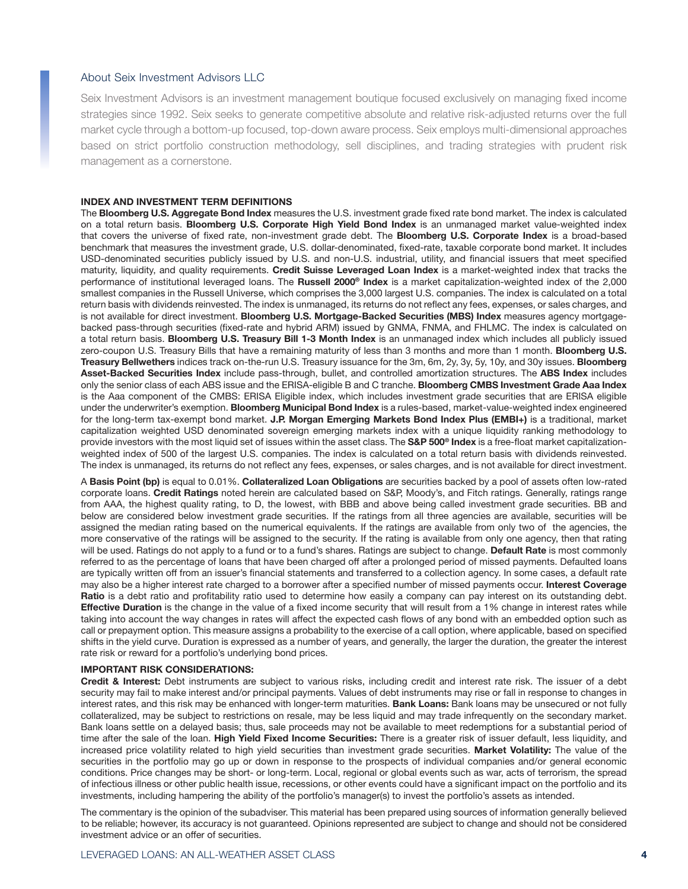## About Seix Investment Advisors LLC

Seix Investment Advisors is an investment management boutique focused exclusively on managing fixed income strategies since 1992. Seix seeks to generate competitive absolute and relative risk-adjusted returns over the full market cycle through a bottom-up focused, top-down aware process. Seix employs multi-dimensional approaches based on strict portfolio construction methodology, sell disciplines, and trading strategies with prudent risk management as a cornerstone.

### INDEX AND INVESTMENT TERM DEFINITIONS

The **Bloomberg U.S. Aggregate Bond Index** measures the U.S. investment grade fixed rate bond market. The index is calculated on a total return basis. **Bloomberg U.S. Corporate High Yield Bond Index** is an unmanaged market value-weighted index that covers the universe of fixed rate, non-investment grade debt. The **Bloomberg U.S. Corporate Index** is a broad-based benchmark that measures the investment grade, U.S. dollar-denominated, fixed-rate, taxable corporate bond market. It includes USD-denominated securities publicly issued by U.S. and non-U.S. industrial, utility, and financial issuers that meet specified maturity, liquidity, and quality requirements. **Credit Suisse Leveraged Loan Index** is a market-weighted index that tracks the performance of institutional leveraged loans. The **Russell 2000® Index** is a market capitalization-weighted index of the 2,000 smallest companies in the Russell Universe, which comprises the 3,000 largest U.S. companies. The index is calculated on a total return basis with dividends reinvested. The index is unmanaged, its returns do not reflect any fees, expenses, or sales charges, and is not available for direct investment. **Bloomberg U.S. Mortgage-Backed Securities (MBS) Index** measures agency mortgage-backed pass-through securities (fixed-rate and hybrid ARM) issued by GNMA, FNMA, and FHLMC. The index is calculated on a total return basis. **Bloomberg U.S. Treasury Bill 1-3 Month Index** is an unmanaged index which includes all publicly issued zero-coupon U.S. Treasury Bills that have a remaining maturity of less than 3 months and more than 1 month. **Bloomberg U.S. Treasury Bellwethers** indices track on-the-run U.S. Treasury issuance for the 3m, 6m, 2y, 3y, 5y, 10y, and 30y issues. **Bloomberg Asset-Backed Securities Index** include pass-through, bullet, and controlled amortization structures. The **ABS Index** includes only the senior class of each ABS issue and the ERISA-eligible B and C tranche. **Bloomberg CMBS Investment Grade Aaa Index** is the Aaa component of the CMBS: ERISA Eligible index, which includes investment grade securities that are ERISA eligible under the underwriter's exemption. **Bloomberg Municipal Bond Index** is a rules-based, market-value-weighted index engineered for the long-term tax-exempt bond market. **J.P. Morgan Emerging Markets Bond Index Plus (EMBI+)** is a traditional, market capitalization weighted USD denominated sovereign emerging markets index with a unique liquidity ranking methodology to provide investors with the most liquid set of issues within the asset class. The **S&P 500® Index** is a free-float market capitalization-weighted index of 500 of the largest U.S. companies. The index is calculated on a total return basis with dividends reinvested. The index is unmanaged, its returns do not reflect any fees, expenses, or sales charges, and is not available for direct investment.

A **Basis Point (bp)** is equal to 0.01%. **Collateralized Loan Obligations** are securities backed by a pool of assets often low-rated corporate loans. **Credit Ratings** noted herein are calculated based on S&P, Moody's, and Fitch ratings. Generally, ratings range from AAA, the highest quality rating, to D, the lowest, with BBB and above being called investment grade securities. BB and below are considered below investment grade securities. If the ratings from all three agencies are available, securities will be assigned the median rating based on the numerical equivalents. If the ratings are available from only two of the agencies, the more conservative of the ratings will be assigned to the security. If the rating is available from only one agency, then that rating will be used. Ratings do not apply to a fund or to a fund's shares. Ratings are subject to change. **Default Rate** is most commonly referred to as the percentage of loans that have been charged off after a prolonged period of missed payments. Defaulted loans are typically written off from an issuer's financial statements and transferred to a collection agency. In some cases, a default rate may also be a higher interest rate charged to a borrower after a specified number of missed payments occur. **Interest Coverage Ratio** is a debt ratio and profitability ratio used to determine how easily a company can pay interest on its outstanding debt. **Effective Duration** is the change in the value of a fixed income security that will result from a 1% change in interest rates while taking into account the way changes in rates will affect the expected cash flows of any bond with an embedded option such as call or prepayment option. This measure assigns a probability to the exercise of a call option, where applicable, based on specified shifts in the yield curve. Duration is expressed as a number of years, and generally, the larger the duration, the greater the interest rate risk or reward for a portfolio's underlying bond prices.

### IMPORTANT RISK CONSIDERATIONS:

**Credit & Interest:** Debt instruments are subject to various risks, including credit and interest rate risk. The issuer of a debt security may fail to make interest and/or principal payments. Values of debt instruments may rise or fall in response to changes in interest rates, and this risk may be enhanced with longer-term maturities. **Bank Loans:** Bank loans may be unsecured or not fully collateralized, may be subject to restrictions on resale, may be less liquid and may trade infrequently on the secondary market. Bank loans settle on a delayed basis; thus, sale proceeds may not be available to meet redemptions for a substantial period of time after the sale of the loan. **High Yield Fixed Income Securities:** There is a greater risk of issuer default, less liquidity, and increased price volatility related to high yield securities than investment grade securities. **Market Volatility:** The value of the securities in the portfolio may go up or down in response to the prospects of individual companies and/or general economic conditions. Price changes may be short- or long-term. Local, regional or global events such as war, acts of terrorism, the spread of infectious illness or other public health issue, recessions, or other events could have a significant impact on the portfolio and its investments, including hampering the ability of the portfolio's manager(s) to invest the portfolio's assets as intended.

The commentary is the opinion of the subadviser. This material has been prepared using sources of information generally believed to be reliable; however, its accuracy is not guaranteed. Opinions represented are subject to change and should not be considered investment advice or an offer of securities.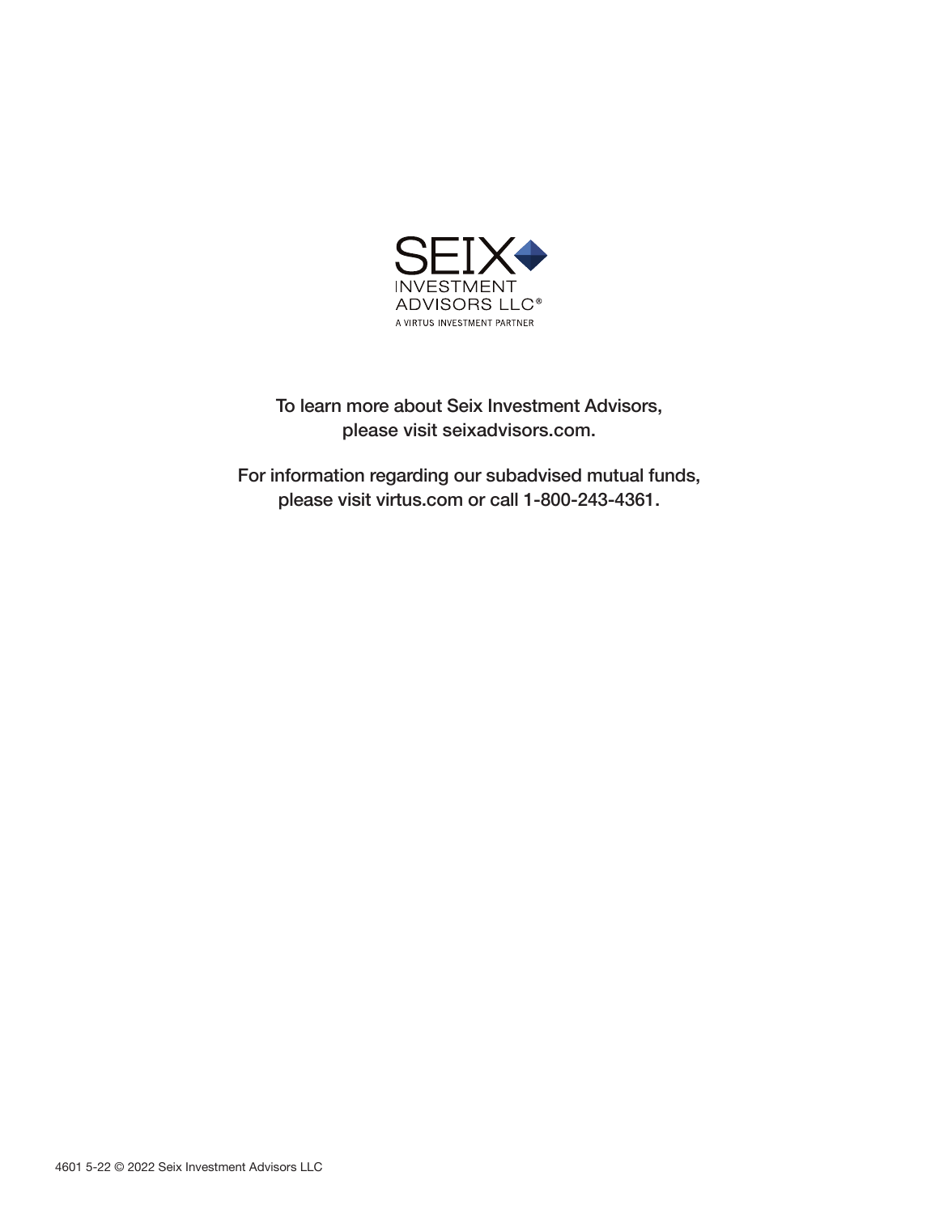SEIX
INVESTMENT
ADVISORS LLC®
A VIRTUS INVESTMENT PARTNER

To learn more about Seix Investment Advisors,
please visit seixadvisors.com.

For information regarding our subadvised mutual funds,
please visit virtus.com or call 1-800-243-4361.

4601 5-22 © 2022 Seix Investment Advisors LLC